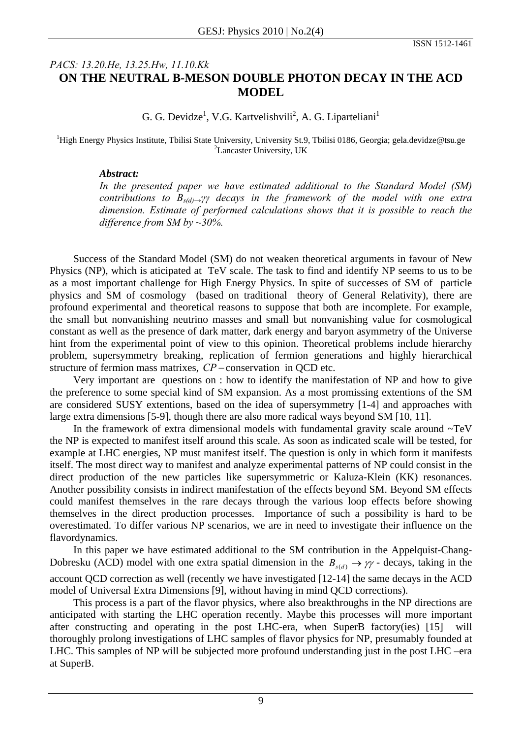PACS: 13.20.He, 13.25.Hw, 11.10.Kk

# ON THE NEUTRAL B-MESON DOUBLE PHOTON DECAY IN THE ACD MODEL

G. G. Devidze[1], V.G. Kartvelishvili[2], A. G. Liparteliani[1]

[1]High Energy Physics Institute, Tbilisi State University, University St.9, Tbilisi 0186, Georgia; gela.devidze@tsu.ge
[2]Lancaster University, UK

***Abstract:***

*In the presented paper we have estimated additional to the Standard Model (SM) contributions to $B_{s(d)}\to\gamma\gamma$ decays in the framework of the model with one extra dimension. Estimate of performed calculations shows that it is possible to reach the difference from SM by ~30%.*

Success of the Standard Model (SM) do not weaken theoretical arguments in favour of New Physics (NP), which is aticipated at TeV scale. The task to find and identify NP seems to us to be as a most important challenge for High Energy Physics. In spite of successes of SM of particle physics and SM of cosmology (based on traditional theory of General Relativity), there are profound experimental and theoretical reasons to suppose that both are incomplete. For example, the small but nonvanishing neutrino masses and small but nonvanishing value for cosmological constant as well as the presence of dark matter, dark energy and baryon asymmetry of the Universe hint from the experimental point of view to this opinion. Theoretical problems include hierarchy problem, supersymmetry breaking, replication of fermion generations and highly hierarchical structure of fermion mass matrixes, $CP$ – conservation in QCD etc.

Very important are questions on : how to identify the manifestation of NP and how to give the preference to some special kind of SM expansion. As a most promissing extentions of the SM are considered SUSY extentions, based on the idea of supersymmetry [1-4] and approaches with large extra dimensions [5-9], though there are also more radical ways beyond SM [10, 11].

In the framework of extra dimensional models with fundamental gravity scale around ~TeV the NP is expected to manifest itself around this scale. As soon as indicated scale will be tested, for example at LHC energies, NP must manifest itself. The question is only in which form it manifests itself. The most direct way to manifest and analyze experimental patterns of NP could consist in the direct production of the new particles like supersymmetric or Kaluza-Klein (KK) resonances. Another possibility consists in indirect manifestation of the effects beyond SM. Beyond SM effects could manifest themselves in the rare decays through the various loop effects before showing themselves in the direct production processes. Importance of such a possibility is hard to be overestimated. To differ various NP scenarios, we are in need to investigate their influence on the flavordynamics.

In this paper we have estimated additional to the SM contribution in the Appelquist-Chang-Dobresku (ACD) model with one extra spatial dimension in the $B_{s(d)}\to\gamma\gamma$ - decays, taking in the account QCD correction as well (recently we have investigated [12-14] the same decays in the ACD model of Universal Extra Dimensions [9], without having in mind QCD corrections).

This process is a part of the flavor physics, where also breakthroughs in the NP directions are anticipated with starting the LHC operation recently. Maybe this processes will more important after constructing and operating in the post LHC-era, when SuperB factory(ies) [15] will thoroughly prolong investigations of LHC samples of flavor physics for NP, presumably founded at LHC. This samples of NP will be subjected more profound understanding just in the post LHC –era at SuperB.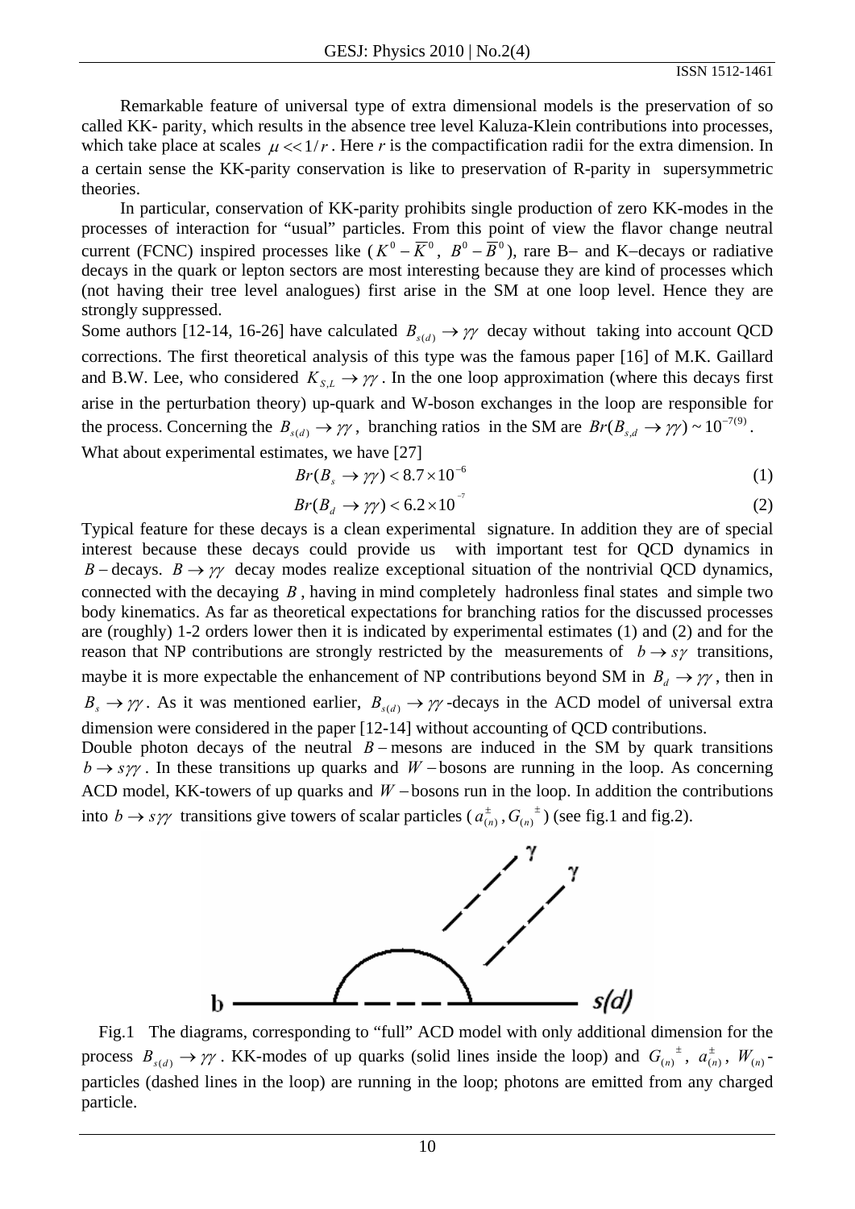Remarkable feature of universal type of extra dimensional models is the preservation of so called KK- parity, which results in the absence tree level Kaluza-Klein contributions into processes, which take place at scales $\mu << 1/r$. Here $r$ is the compactification radii for the extra dimension. In a certain sense the KK-parity conservation is like to preservation of R-parity in supersymmetric theories.

In particular, conservation of KK-parity prohibits single production of zero KK-modes in the processes of interaction for "usual" particles. From this point of view the flavor change neutral current (FCNC) inspired processes like ($K^0 - \overline{K}^0$, $B^0 - \overline{B}^0$), rare B– and K–decays or radiative decays in the quark or lepton sectors are most interesting because they are kind of processes which (not having their tree level analogues) first arise in the SM at one loop level. Hence they are strongly suppressed.

Some authors [12-14, 16-26] have calculated $B_{s(d)} \to \gamma\gamma$ decay without taking into account QCD corrections. The first theoretical analysis of this type was the famous paper [16] of M.K. Gaillard and B.W. Lee, who considered $K_{S,L} \to \gamma\gamma$. In the one loop approximation (where this decays first arise in the perturbation theory) up-quark and W-boson exchanges in the loop are responsible for the process. Concerning the $B_{s(d)} \to \gamma\gamma$, branching ratios in the SM are $Br(B_{s,d} \to \gamma\gamma) \sim 10^{-7(9)}$.

What about experimental estimates, we have [27]

$$Br(B_s \to \gamma\gamma) < 8.7 \times 10^{-6} \tag{1}$$

$$Br(B_d \to \gamma\gamma) < 6.2 \times 10^{-7} \tag{2}$$

Typical feature for these decays is a clean experimental signature. In addition they are of special interest because these decays could provide us with important test for QCD dynamics in $B$ – decays. $B \to \gamma\gamma$ decay modes realize exceptional situation of the nontrivial QCD dynamics, connected with the decaying $B$, having in mind completely hadronless final states and simple two body kinematics. As far as theoretical expectations for branching ratios for the discussed processes are (roughly) 1-2 orders lower then it is indicated by experimental estimates (1) and (2) and for the reason that NP contributions are strongly restricted by the measurements of $b \to s\gamma$ transitions, maybe it is more expectable the enhancement of NP contributions beyond SM in $B_d \to \gamma\gamma$, then in $B_s \to \gamma\gamma$. As it was mentioned earlier, $B_{s(d)} \to \gamma\gamma$ -decays in the ACD model of universal extra dimension were considered in the paper [12-14] without accounting of QCD contributions.

Double photon decays of the neutral $B$ – mesons are induced in the SM by quark transitions $b \to s\gamma\gamma$. In these transitions up quarks and $W$ – bosons are running in the loop. As concerning ACD model, KK-towers of up quarks and $W$ – bosons run in the loop. In addition the contributions into $b \to s\gamma\gamma$ transitions give towers of scalar particles ($a^{\pm}_{(n)}, G_{(n)}{}^{\pm}$) (see fig.1 and fig.2).

Fig.1 The diagrams, corresponding to "full" ACD model with only additional dimension for the process $B_{s(d)} \to \gamma\gamma$. KK-modes of up quarks (solid lines inside the loop) and $G_{(n)}{}^{\pm}$, $a^{\pm}_{(n)}$, $W_{(n)}$- particles (dashed lines in the loop) are running in the loop; photons are emitted from any charged particle.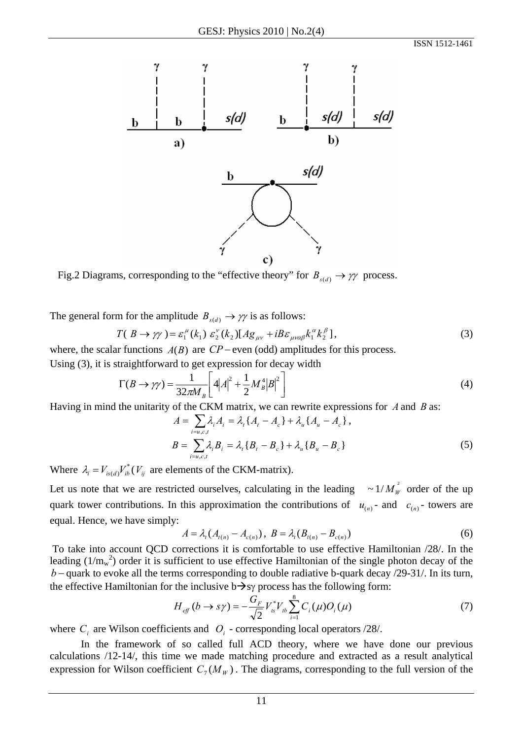Fig.2 Diagrams, corresponding to the "effective theory" for $B_{s(d)} \to \gamma\gamma$ process.

The general form for the amplitude $B_{s(d)} \to \gamma\gamma$ is as follows:

$$T(\ B \to \gamma\gamma\ ) = \varepsilon_1^{\mu}(k_1)\ \varepsilon_2^{\nu}(k_2)[Ag_{\mu\nu} + iB\varepsilon_{\mu\nu\alpha\beta}k_1^{\alpha}k_2^{\beta}\ ], \tag{3}$$

where, the scalar functions $A(B)$ are $CP-$even (odd) amplitudes for this process.
Using (3), it is straightforward to get expression for decay width

$$\Gamma(B \to \gamma\gamma) = \frac{1}{32\pi M_B}\left[4|A|^2 + \frac{1}{2}M_B^4|B|^2\right] \tag{4}$$

Having in mind the unitarity of the CKM matrix, we can rewrite expressions for $A$ and $B$ as:

$$A = \sum_{i=u,c,t}\lambda_i A_i = \lambda_t\{A_t - A_c\} + \lambda_u\{A_u - A_c\}\ ,$$

$$B = \sum_{i=u,c,t}\lambda_i B_i = \lambda_t\{B_t - B_c\} + \lambda_u\{B_u - B_c\} \tag{5}$$

Where $\lambda_i = V_{is(d)}V_{ib}^{*}$ ($V_{ij}$ are elements of the CKM-matrix).

Let us note that we are restricted ourselves, calculating in the leading $\sim 1/M_W^2$ order of the up quark tower contributions. In this approximation the contributions of $u_{(n)}$- and $c_{(n)}$- towers are equal. Hence, we have simply:

$$A = \lambda_t(A_{t(n)} - A_{c(n)})\ ,\ B = \lambda_t(B_{t(n)} - B_{c(n)}) \tag{6}$$

To take into account QCD corrections it is comfortable to use effective Hamiltonian /28/. In the leading ($1/m_w^2$) order it is sufficient to use effective Hamiltonian of the single photon decay of the $b-$quark to evoke all the terms corresponding to double radiative b-quark decay /29-31/. In its turn, the effective Hamiltonian for the inclusive b→sγ process has the following form:

$$H_{eff}(b \to s\gamma) = -\frac{G_F}{\sqrt{2}}V_{ts}^{*}V_{tb}\sum_{i=1}^{8}C_i(\mu)O_i(\mu) \tag{7}$$

where $C_i$ are Wilson coefficients and $O_i$ - corresponding local operators /28/.

In the framework of so called full ACD theory, where we have done our previous calculations /12-14/, this time we made matching procedure and extracted as a result analytical expression for Wilson coefficient $C_7(M_W)$. The diagrams, corresponding to the full version of the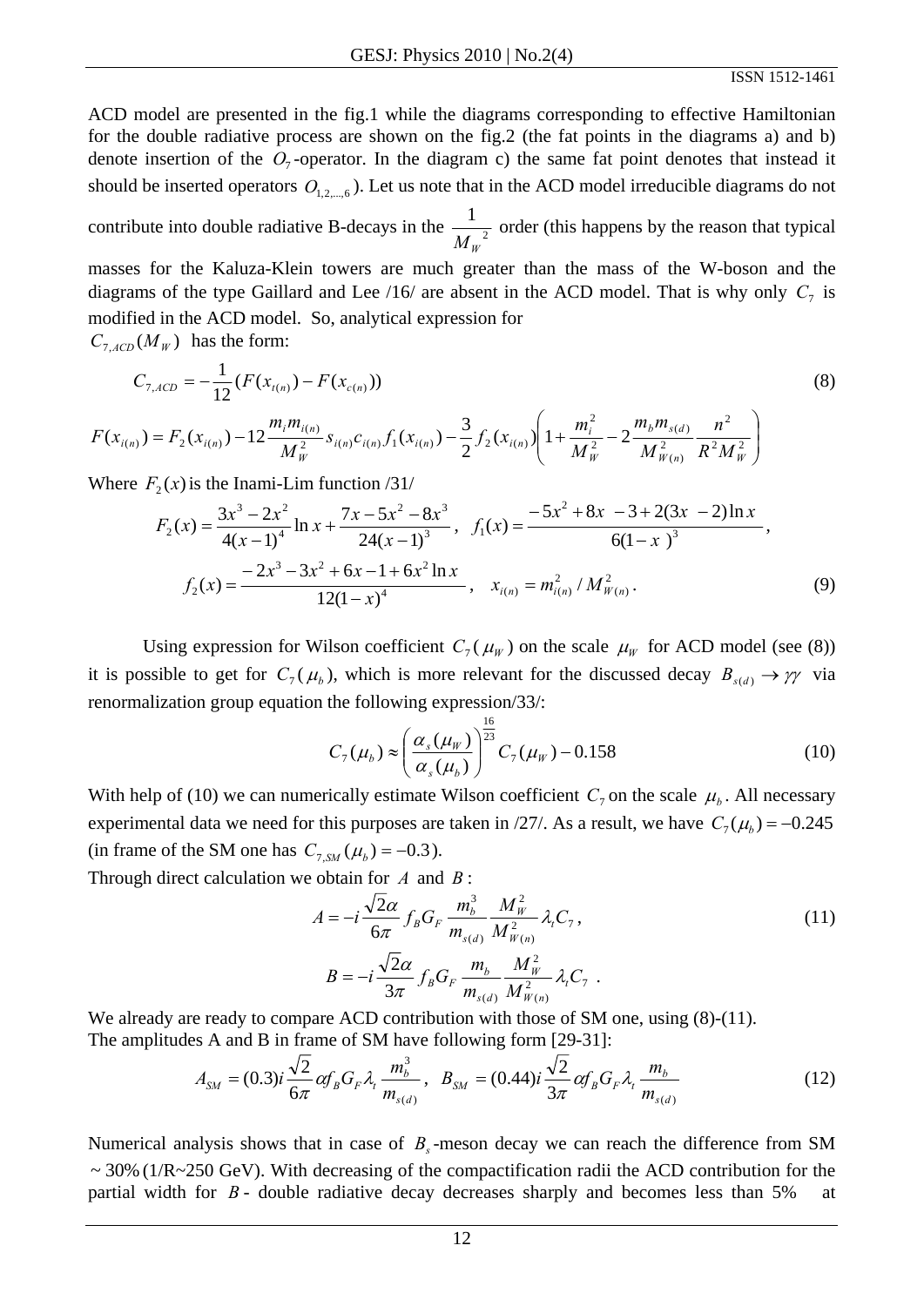ACD model are presented in the fig.1 while the diagrams corresponding to effective Hamiltonian for the double radiative process are shown on the fig.2 (the fat points in the diagrams a) and b) denote insertion of the $O_7$-operator. In the diagram c) the same fat point denotes that instead it should be inserted operators $O_{1,2,...,6}$). Let us note that in the ACD model irreducible diagrams do not contribute into double radiative B-decays in the $\frac{1}{M_W{}^2}$ order (this happens by the reason that typical masses for the Kaluza-Klein towers are much greater than the mass of the W-boson and the diagrams of the type Gaillard and Lee /16/ are absent in the ACD model. That is why only $C_7$ is modified in the ACD model. So, analytical expression for $C_{7,ACD}(M_W)$ has the form:

$$C_{7,ACD} = -\frac{1}{12}(F(x_{t(n)}) - F(x_{c(n)})) \tag{8}$$

$$F(x_{i(n)}) = F_2(x_{i(n)}) - 12\frac{m_i m_{i(n)}}{M_W^2} s_{i(n)} c_{i(n)} f_1(x_{i(n)}) - \frac{3}{2} f_2(x_{i(n)}) \left( 1 + \frac{m_i^2}{M_W^2} - 2\frac{m_b m_{s(d)}}{M_{W(n)}^2} \frac{n^2}{R^2 M_W^2} \right)$$

Where $F_2(x)$ is the Inami-Lim function /31/

$$F_2(x) = \frac{3x^3 - 2x^2}{4(x-1)^4}\ln x + \frac{7x - 5x^2 - 8x^3}{24(x-1)^3}, \quad f_1(x) = \frac{-5x^2 + 8x - 3 + 2(3x - 2)\ln x}{6(1-x)^3},$$

$$f_2(x) = \frac{-2x^3 - 3x^2 + 6x - 1 + 6x^2 \ln x}{12(1-x)^4}, \quad x_{i(n)} = m_{i(n)}^2 / M_{W(n)}^2. \tag{9}$$

Using expression for Wilson coefficient $C_7(\mu_W)$ on the scale $\mu_W$ for ACD model (see (8)) it is possible to get for $C_7(\mu_b)$, which is more relevant for the discussed decay $B_{s(d)} \to \gamma\gamma$ via renormalization group equation the following expression/33/:

$$C_7(\mu_b) \approx \left( \frac{\alpha_s(\mu_W)}{\alpha_s(\mu_b)} \right)^{\frac{16}{23}} C_7(\mu_W) - 0.158 \tag{10}$$

With help of (10) we can numerically estimate Wilson coefficient $C_7$ on the scale $\mu_b$. All necessary experimental data we need for this purposes are taken in /27/. As a result, we have $C_7(\mu_b) = -0.245$ (in frame of the SM one has $C_{7,SM}(\mu_b) = -0.3$).

Through direct calculation we obtain for $A$ and $B$:

$$A = -i\frac{\sqrt{2}\alpha}{6\pi} f_B G_F \frac{m_b^3}{m_{s(d)}} \frac{M_W^2}{M_{W(n)}^2} \lambda_t C_7, \tag{11}$$

$$B = -i\frac{\sqrt{2}\alpha}{3\pi} f_B G_F \frac{m_b}{m_{s(d)}} \frac{M_W^2}{M_{W(n)}^2} \lambda_t C_7 \ .$$

We already are ready to compare ACD contribution with those of SM one, using (8)-(11).

The amplitudes A and B in frame of SM have following form [29-31]:

$$A_{SM} = (0.3)i\frac{\sqrt{2}}{6\pi}\alpha f_B G_F \lambda_t \frac{m_b^3}{m_{s(d)}}, \quad B_{SM} = (0.44)i\frac{\sqrt{2}}{3\pi}\alpha f_B G_F \lambda_t \frac{m_b}{m_{s(d)}} \tag{12}$$

Numerical analysis shows that in case of $B_s$-meson decay we can reach the difference from SM $\sim 30\%$ (1/R~250 GeV). With decreasing of the compactification radii the ACD contribution for the partial width for $B$- double radiative decay decreases sharply and becomes less than 5% at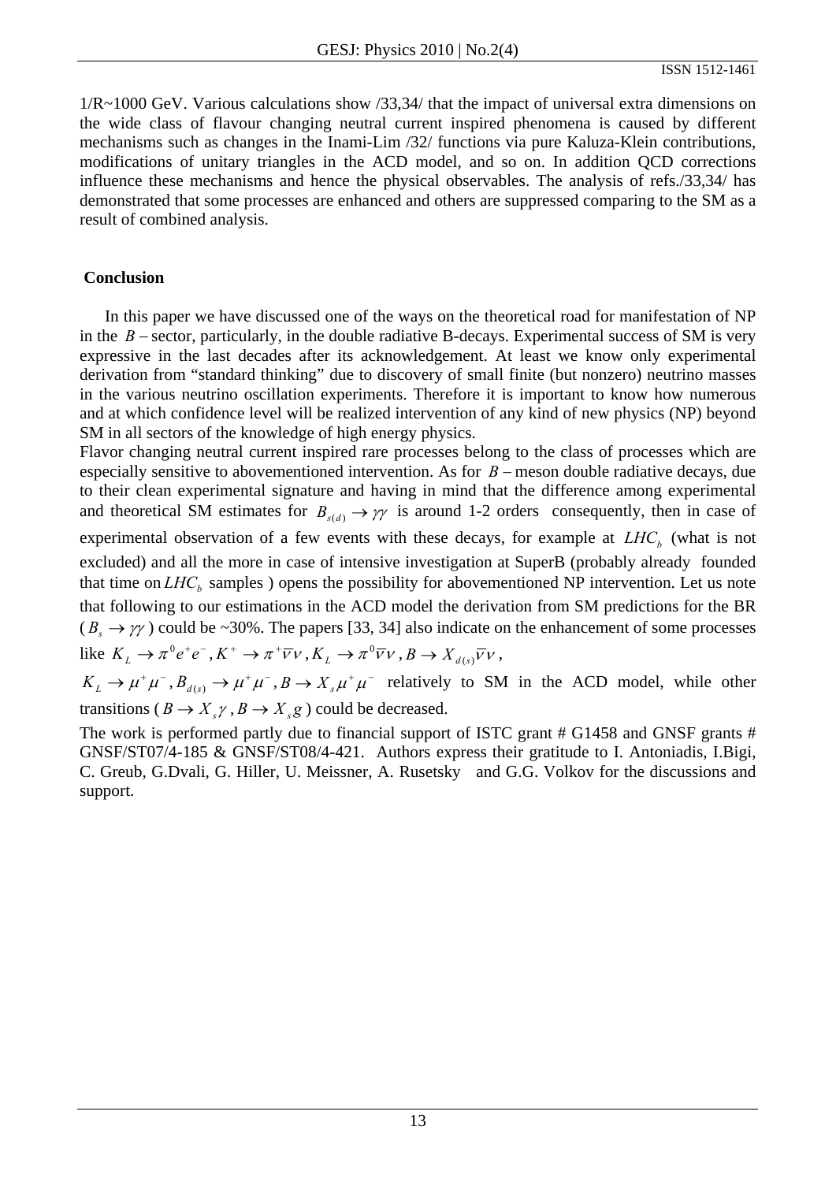1/R~1000 GeV. Various calculations show /33,34/ that the impact of universal extra dimensions on the wide class of flavour changing neutral current inspired phenomena is caused by different mechanisms such as changes in the Inami-Lim /32/ functions via pure Kaluza-Klein contributions, modifications of unitary triangles in the ACD model, and so on. In addition QCD corrections influence these mechanisms and hence the physical observables. The analysis of refs./33,34/ has demonstrated that some processes are enhanced and others are suppressed comparing to the SM as a result of combined analysis.

## Conclusion

In this paper we have discussed one of the ways on the theoretical road for manifestation of NP in the $B$ – sector, particularly, in the double radiative B-decays. Experimental success of SM is very expressive in the last decades after its acknowledgement. At least we know only experimental derivation from "standard thinking" due to discovery of small finite (but nonzero) neutrino masses in the various neutrino oscillation experiments. Therefore it is important to know how numerous and at which confidence level will be realized intervention of any kind of new physics (NP) beyond SM in all sectors of the knowledge of high energy physics.

Flavor changing neutral current inspired rare processes belong to the class of processes which are especially sensitive to abovementioned intervention. As for $B$ – meson double radiative decays, due to their clean experimental signature and having in mind that the difference among experimental and theoretical SM estimates for $B_{s(d)} \to \gamma\gamma$ is around 1-2 orders consequently, then in case of experimental observation of a few events with these decays, for example at $LHC_b$ (what is not excluded) and all the more in case of intensive investigation at SuperB (probably already founded that time on $LHC_b$ samples ) opens the possibility for abovementioned NP intervention. Let us note that following to our estimations in the ACD model the derivation from SM predictions for the BR ($B_s \to \gamma\gamma$) could be ~30%. The papers [33, 34] also indicate on the enhancement of some processes like $K_L \to \pi^0 e^+ e^-, K^+ \to \pi^+ \bar{\nu}\nu, K_L \to \pi^0 \bar{\nu}\nu, B \to X_{d(s)} \bar{\nu}\nu$, $K_L \to \mu^+\mu^-, B_{d(s)} \to \mu^+\mu^-, B \to X_s \mu^+\mu^-$ relatively to SM in the ACD model, while other transitions ($B \to X_s \gamma, B \to X_s g$) could be decreased.

The work is performed partly due to financial support of ISTC grant # G1458 and GNSF grants # GNSF/ST07/4-185 & GNSF/ST08/4-421. Authors express their gratitude to I. Antoniadis, I.Bigi, C. Greub, G.Dvali, G. Hiller, U. Meissner, A. Rusetsky and G.G. Volkov for the discussions and support.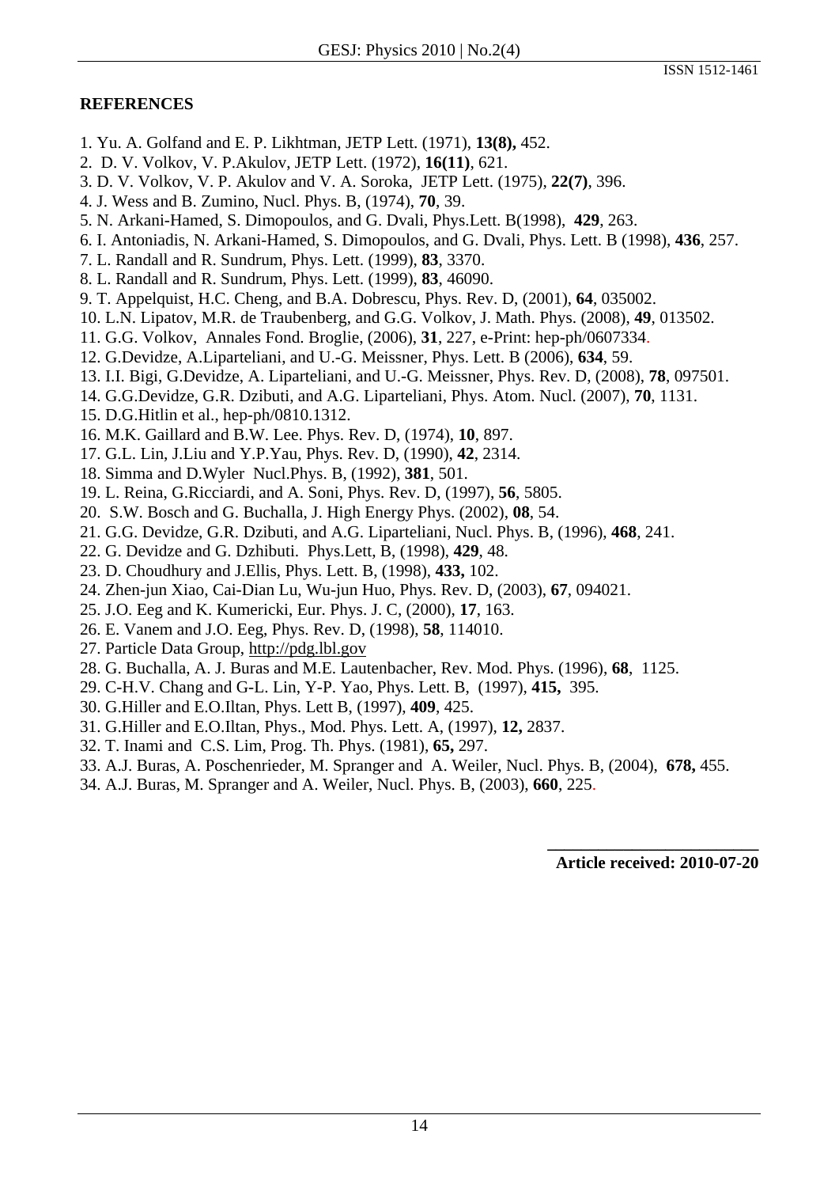**REFERENCES**

1. Yu. A. Golfand and E. P. Likhtman, JETP Lett. (1971), **13(8),** 452.
2. D. V. Volkov, V. P.Akulov, JETP Lett. (1972), **16(11)**, 621.
3. D. V. Volkov, V. P. Akulov and V. A. Soroka, JETP Lett. (1975), **22(7)**, 396.
4. J. Wess and B. Zumino, Nucl. Phys. B, (1974), **70**, 39.
5. N. Arkani-Hamed, S. Dimopoulos, and G. Dvali, Phys.Lett. B(1998), **429**, 263.
6. I. Antoniadis, N. Arkani-Hamed, S. Dimopoulos, and G. Dvali, Phys. Lett. B (1998), **436**, 257.
7. L. Randall and R. Sundrum, Phys. Lett. (1999), **83**, 3370.
8. L. Randall and R. Sundrum, Phys. Lett. (1999), **83**, 46090.
9. T. Appelquist, H.C. Cheng, and B.A. Dobrescu, Phys. Rev. D, (2001), **64**, 035002.
10. L.N. Lipatov, M.R. de Traubenberg, and G.G. Volkov, J. Math. Phys. (2008), **49**, 013502.
11. G.G. Volkov, Annales Fond. Broglie, (2006), **31**, 227, e-Print: hep-ph/0607334.
12. G.Devidze, A.Liparteliani, and U.-G. Meissner, Phys. Lett. B (2006), **634**, 59.
13. I.I. Bigi, G.Devidze, A. Liparteliani, and U.-G. Meissner, Phys. Rev. D, (2008), **78**, 097501.
14. G.G.Devidze, G.R. Dzibuti, and A.G. Liparteliani, Phys. Atom. Nucl. (2007), **70**, 1131.
15. D.G.Hitlin et al., hep-ph/0810.1312.
16. M.K. Gaillard and B.W. Lee. Phys. Rev. D, (1974), **10**, 897.
17. G.L. Lin, J.Liu and Y.P.Yau, Phys. Rev. D, (1990), **42**, 2314.
18. Simma and D.Wyler Nucl.Phys. B, (1992), **381**, 501.
19. L. Reina, G.Ricciardi, and A. Soni, Phys. Rev. D, (1997), **56**, 5805.
20. S.W. Bosch and G. Buchalla, J. High Energy Phys. (2002), **08**, 54.
21. G.G. Devidze, G.R. Dzibuti, and A.G. Liparteliani, Nucl. Phys. B, (1996), **468**, 241.
22. G. Devidze and G. Dzhibuti. Phys.Lett, B, (1998), **429**, 48.
23. D. Choudhury and J.Ellis, Phys. Lett. B, (1998), **433,** 102.
24. Zhen-jun Xiao, Cai-Dian Lu, Wu-jun Huo, Phys. Rev. D, (2003), **67**, 094021.
25. J.O. Eeg and K. Kumericki, Eur. Phys. J. C, (2000), **17**, 163.
26. E. Vanem and J.O. Eeg, Phys. Rev. D, (1998), **58**, 114010.
27. Particle Data Group, http://pdg.lbl.gov
28. G. Buchalla, A. J. Buras and M.E. Lautenbacher, Rev. Mod. Phys. (1996), **68**, 1125.
29. C-H.V. Chang and G-L. Lin, Y-P. Yao, Phys. Lett. B, (1997), **415,** 395.
30. G.Hiller and E.O.Iltan, Phys. Lett B, (1997), **409**, 425.
31. G.Hiller and E.O.Iltan, Phys., Mod. Phys. Lett. A, (1997), **12,** 2837.
32. T. Inami and C.S. Lim, Prog. Th. Phys. (1981), **65,** 297.
33. A.J. Buras, A. Poschenrieder, M. Spranger and A. Weiler, Nucl. Phys. B, (2004), **678,** 455.
34. A.J. Buras, M. Spranger and A. Weiler, Nucl. Phys. B, (2003), **660**, 225.

**Article received: 2010-07-20**